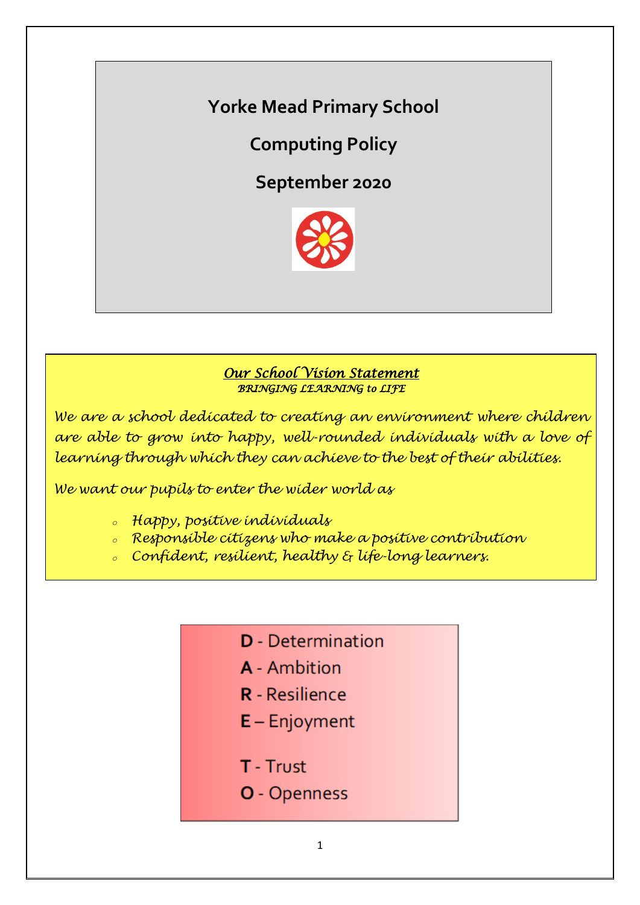# Yorke Mead Primary School

# Computing Policy

# September 2020

***Our School Vision Statement***

***BRINGING LEARNING to LIFE***

*We are a school dedicated to creating an environment where children are able to grow into happy, well-rounded individuals with a love of learning through which they can achieve to the best of their abilities.*

*We want our pupils to enter the wider world as*

- *Happy, positive individuals*
- *Responsible citizens who make a positive contribution*
- *Confident, resilient, healthy & life-long learners.*

**D** - Determination

**A** - Ambition

**R** - Resilience

**E** – Enjoyment

**T** - Trust

**O** - Openness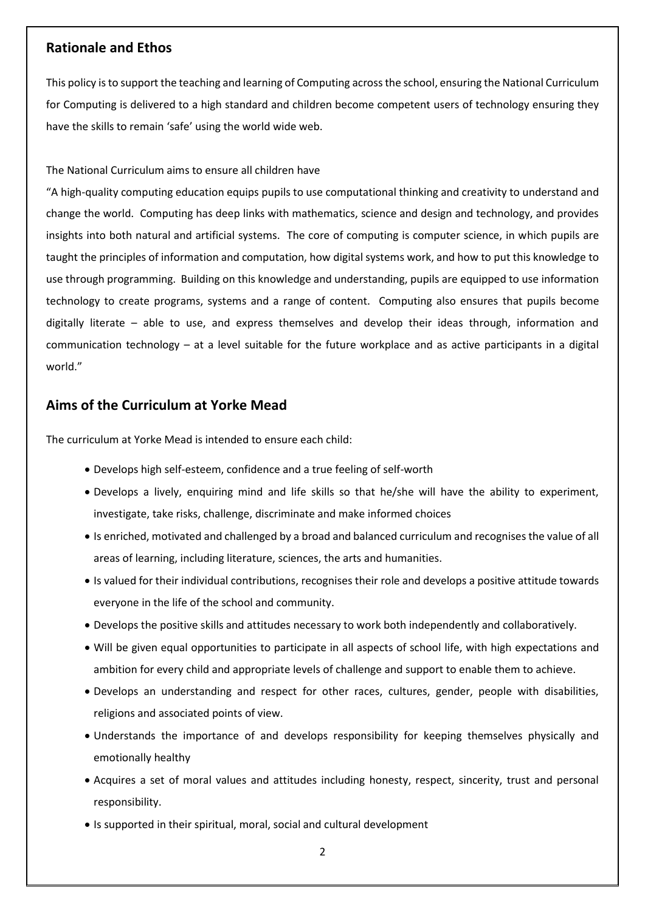## Rationale and Ethos

This policy is to support the teaching and learning of Computing across the school, ensuring the National Curriculum for Computing is delivered to a high standard and children become competent users of technology ensuring they have the skills to remain 'safe' using the world wide web.

The National Curriculum aims to ensure all children have

"A high-quality computing education equips pupils to use computational thinking and creativity to understand and change the world. Computing has deep links with mathematics, science and design and technology, and provides insights into both natural and artificial systems. The core of computing is computer science, in which pupils are taught the principles of information and computation, how digital systems work, and how to put this knowledge to use through programming. Building on this knowledge and understanding, pupils are equipped to use information technology to create programs, systems and a range of content. Computing also ensures that pupils become digitally literate – able to use, and express themselves and develop their ideas through, information and communication technology – at a level suitable for the future workplace and as active participants in a digital world."

## Aims of the Curriculum at Yorke Mead

The curriculum at Yorke Mead is intended to ensure each child:

- Develops high self-esteem, confidence and a true feeling of self-worth
- Develops a lively, enquiring mind and life skills so that he/she will have the ability to experiment, investigate, take risks, challenge, discriminate and make informed choices
- Is enriched, motivated and challenged by a broad and balanced curriculum and recognises the value of all areas of learning, including literature, sciences, the arts and humanities.
- Is valued for their individual contributions, recognises their role and develops a positive attitude towards everyone in the life of the school and community.
- Develops the positive skills and attitudes necessary to work both independently and collaboratively.
- Will be given equal opportunities to participate in all aspects of school life, with high expectations and ambition for every child and appropriate levels of challenge and support to enable them to achieve.
- Develops an understanding and respect for other races, cultures, gender, people with disabilities, religions and associated points of view.
- Understands the importance of and develops responsibility for keeping themselves physically and emotionally healthy
- Acquires a set of moral values and attitudes including honesty, respect, sincerity, trust and personal responsibility.
- Is supported in their spiritual, moral, social and cultural development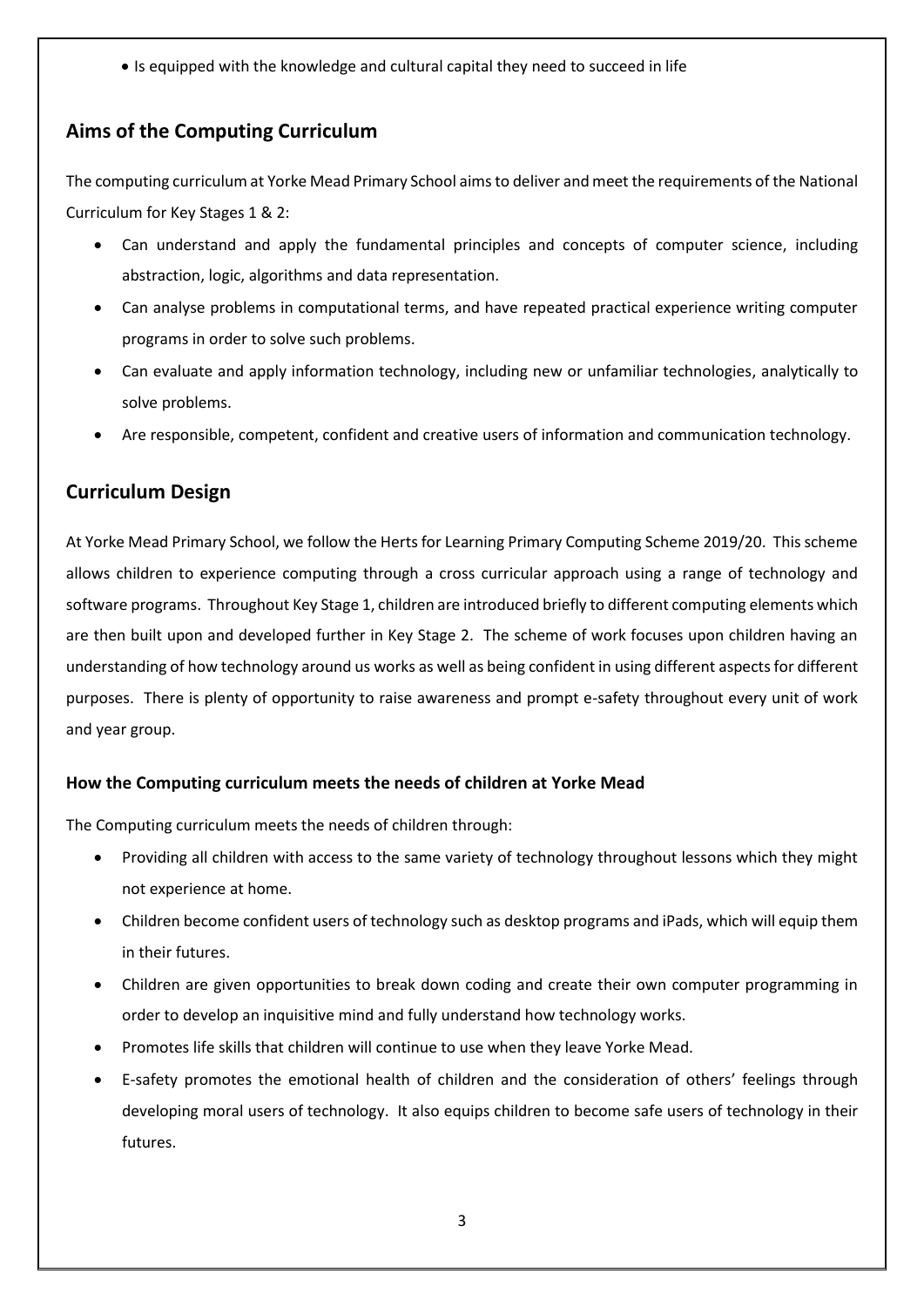- Is equipped with the knowledge and cultural capital they need to succeed in life

## Aims of the Computing Curriculum

The computing curriculum at Yorke Mead Primary School aims to deliver and meet the requirements of the National Curriculum for Key Stages 1 & 2:

- Can understand and apply the fundamental principles and concepts of computer science, including abstraction, logic, algorithms and data representation.
- Can analyse problems in computational terms, and have repeated practical experience writing computer programs in order to solve such problems.
- Can evaluate and apply information technology, including new or unfamiliar technologies, analytically to solve problems.
- Are responsible, competent, confident and creative users of information and communication technology.

## Curriculum Design

At Yorke Mead Primary School, we follow the Herts for Learning Primary Computing Scheme 2019/20. This scheme allows children to experience computing through a cross curricular approach using a range of technology and software programs. Throughout Key Stage 1, children are introduced briefly to different computing elements which are then built upon and developed further in Key Stage 2. The scheme of work focuses upon children having an understanding of how technology around us works as well as being confident in using different aspects for different purposes. There is plenty of opportunity to raise awareness and prompt e-safety throughout every unit of work and year group.

### How the Computing curriculum meets the needs of children at Yorke Mead

The Computing curriculum meets the needs of children through:

- Providing all children with access to the same variety of technology throughout lessons which they might not experience at home.
- Children become confident users of technology such as desktop programs and iPads, which will equip them in their futures.
- Children are given opportunities to break down coding and create their own computer programming in order to develop an inquisitive mind and fully understand how technology works.
- Promotes life skills that children will continue to use when they leave Yorke Mead.
- E-safety promotes the emotional health of children and the consideration of others' feelings through developing moral users of technology. It also equips children to become safe users of technology in their futures.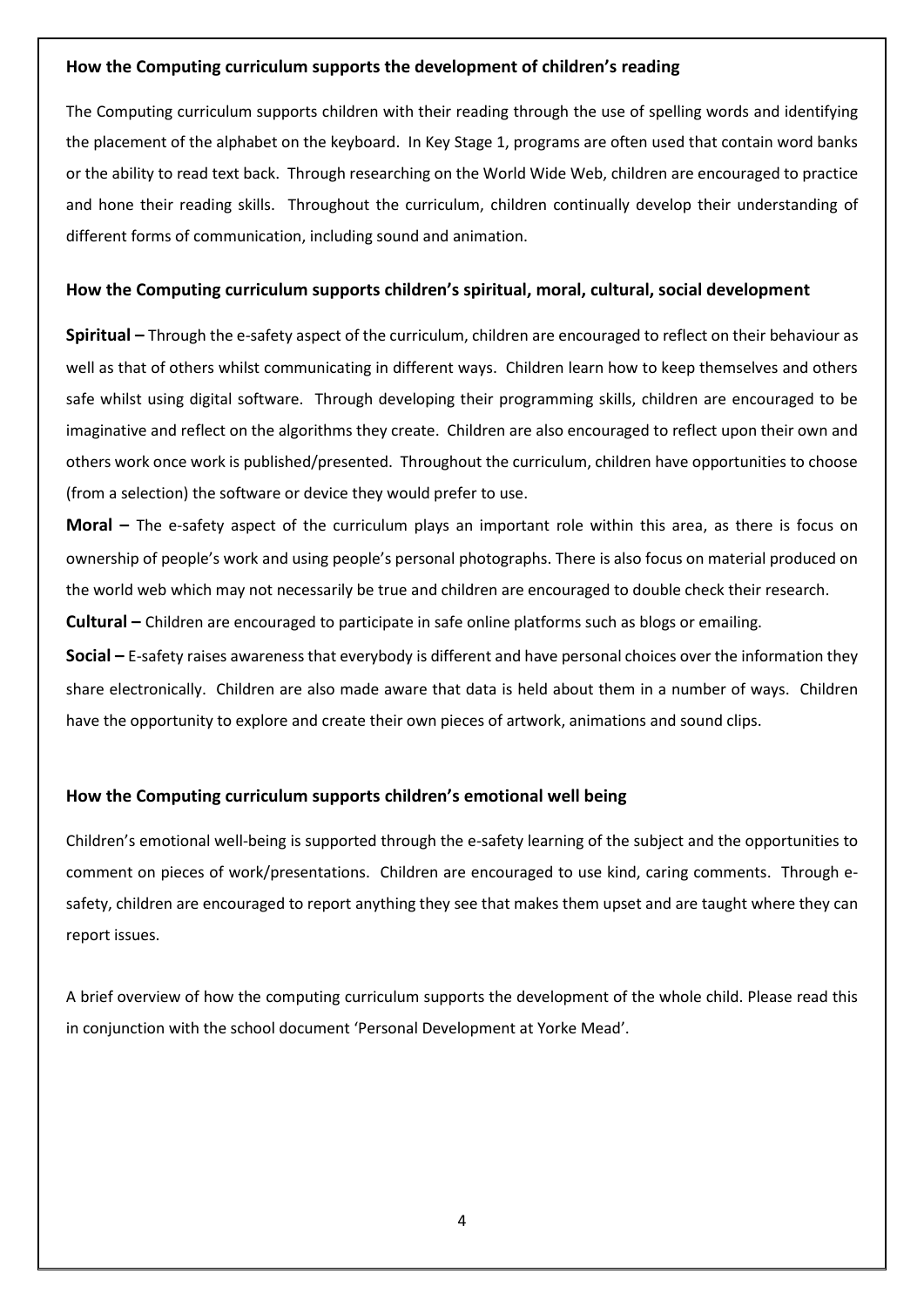### How the Computing curriculum supports the development of children's reading

The Computing curriculum supports children with their reading through the use of spelling words and identifying the placement of the alphabet on the keyboard. In Key Stage 1, programs are often used that contain word banks or the ability to read text back. Through researching on the World Wide Web, children are encouraged to practice and hone their reading skills. Throughout the curriculum, children continually develop their understanding of different forms of communication, including sound and animation.

### How the Computing curriculum supports children's spiritual, moral, cultural, social development

**Spiritual –** Through the e-safety aspect of the curriculum, children are encouraged to reflect on their behaviour as well as that of others whilst communicating in different ways. Children learn how to keep themselves and others safe whilst using digital software. Through developing their programming skills, children are encouraged to be imaginative and reflect on the algorithms they create. Children are also encouraged to reflect upon their own and others work once work is published/presented. Throughout the curriculum, children have opportunities to choose (from a selection) the software or device they would prefer to use.

**Moral –** The e-safety aspect of the curriculum plays an important role within this area, as there is focus on ownership of people's work and using people's personal photographs. There is also focus on material produced on the world web which may not necessarily be true and children are encouraged to double check their research.

**Cultural –** Children are encouraged to participate in safe online platforms such as blogs or emailing.

**Social –** E-safety raises awareness that everybody is different and have personal choices over the information they share electronically. Children are also made aware that data is held about them in a number of ways. Children have the opportunity to explore and create their own pieces of artwork, animations and sound clips.

### How the Computing curriculum supports children's emotional well being

Children's emotional well-being is supported through the e-safety learning of the subject and the opportunities to comment on pieces of work/presentations. Children are encouraged to use kind, caring comments. Through e-safety, children are encouraged to report anything they see that makes them upset and are taught where they can report issues.

A brief overview of how the computing curriculum supports the development of the whole child. Please read this in conjunction with the school document 'Personal Development at Yorke Mead'.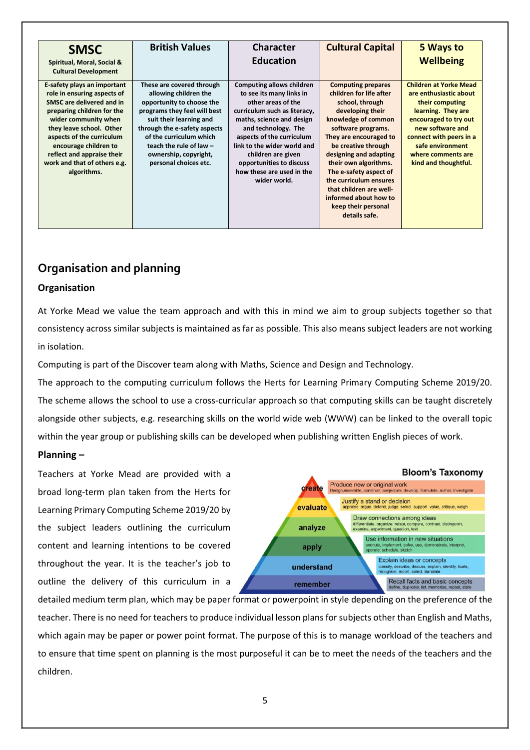| SMSC<br>Spiritual, Moral, Social & Cultural Development | British Values | Character Education | Cultural Capital | 5 Ways to Wellbeing |
|---|---|---|---|---|
| **E-safety plays an important role in ensuring aspects of SMSC are delivered and in preparing children for the wider community when they leave school. Other aspects of the curriculum encourage children to reflect and appraise their work and that of others e.g. algorithms.** | **These are covered through allowing children the opportunity to choose the programs they feel will best suit their learning and through the e-safety aspects of the curriculum which teach the rule of law – ownership, copyright, personal choices etc.** | **Computing allows children to see its many links in other areas of the curriculum such as literacy, maths, science and design and technology. The aspects of the curriculum link to the wider world and children are given opportunities to discuss how these are used in the wider world.** | **Computing prepares children for life after school, through developing their knowledge of common software programs. They are encouraged to be creative through designing and adapting their own algorithms. The e-safety aspect of the curriculum ensures that children are well-informed about how to keep their personal details safe.** | **Children at Yorke Mead are enthusiastic about their computing learning. They are encouraged to try out new software and connect with peers in a safe environment where comments are kind and thoughtful.** |

## Organisation and planning

### Organisation

At Yorke Mead we value the team approach and with this in mind we aim to group subjects together so that consistency across similar subjects is maintained as far as possible. This also means subject leaders are not working in isolation.

Computing is part of the Discover team along with Maths, Science and Design and Technology.

The approach to the computing curriculum follows the Herts for Learning Primary Computing Scheme 2019/20. The scheme allows the school to use a cross-curricular approach so that computing skills can be taught discretely alongside other subjects, e.g. researching skills on the world wide web (WWW) can be linked to the overall topic within the year group or publishing skills can be developed when publishing written English pieces of work.

### Planning –

Teachers at Yorke Mead are provided with a broad long-term plan taken from the Herts for Learning Primary Computing Scheme 2019/20 by the subject leaders outlining the curriculum content and learning intentions to be covered throughout the year. It is the teacher's job to outline the delivery of this curriculum in a detailed medium term plan, which may be paper format or powerpoint in style depending on the preference of the teacher. There is no need for teachers to produce individual lesson plans for subjects other than English and Maths, which again may be paper or power point format. The purpose of this is to manage workload of the teachers and to ensure that time spent on planning is the most purposeful it can be to meet the needs of the teachers and the children.

**Bloom's Taxonomy**

| Level | Description |
|---|---|
| create | Produce new or original work<br>Design, assemble, construct, conjecture, develop, formulate, author, investigate |
| evaluate | Justify a stand or decision<br>appraise, argue, defend, judge, select, support, value, critique, weigh |
| analyze | Draw connections among ideas<br>differentiate, organize, relate, compare, contrast, distinguish, examine, experiment, question, test |
| apply | Use information in new situations<br>execute, implement, solve, use, demonstrate, interpret, operate, schedule, sketch |
| understand | Explain ideas or concepts<br>classify, describe, discuss, explain, identify, locate, recognize, report, select, translate |
| remember | Recall facts and basic concepts<br>define, duplicate, list, memorize, repeat, state |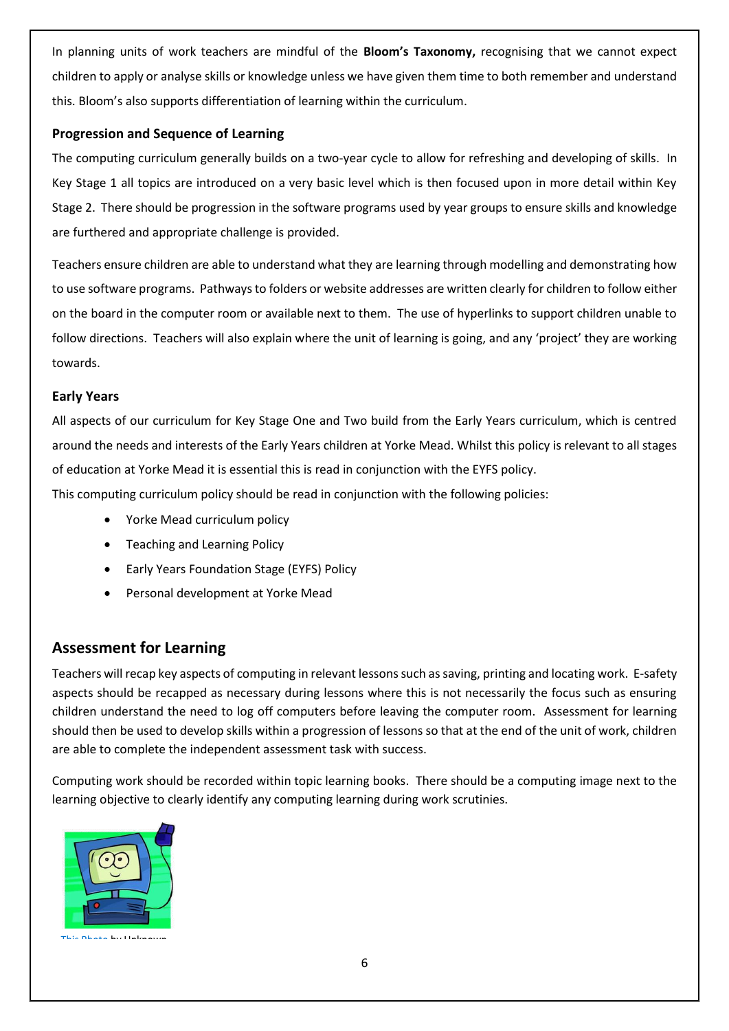In planning units of work teachers are mindful of the **Bloom's Taxonomy,** recognising that we cannot expect children to apply or analyse skills or knowledge unless we have given them time to both remember and understand this. Bloom's also supports differentiation of learning within the curriculum.

### Progression and Sequence of Learning

The computing curriculum generally builds on a two-year cycle to allow for refreshing and developing of skills. In Key Stage 1 all topics are introduced on a very basic level which is then focused upon in more detail within Key Stage 2. There should be progression in the software programs used by year groups to ensure skills and knowledge are furthered and appropriate challenge is provided.

Teachers ensure children are able to understand what they are learning through modelling and demonstrating how to use software programs. Pathways to folders or website addresses are written clearly for children to follow either on the board in the computer room or available next to them. The use of hyperlinks to support children unable to follow directions. Teachers will also explain where the unit of learning is going, and any 'project' they are working towards.

### Early Years

All aspects of our curriculum for Key Stage One and Two build from the Early Years curriculum, which is centred around the needs and interests of the Early Years children at Yorke Mead. Whilst this policy is relevant to all stages of education at Yorke Mead it is essential this is read in conjunction with the EYFS policy.

This computing curriculum policy should be read in conjunction with the following policies:

- Yorke Mead curriculum policy
- Teaching and Learning Policy
- Early Years Foundation Stage (EYFS) Policy
- Personal development at Yorke Mead

## Assessment for Learning

Teachers will recap key aspects of computing in relevant lessons such as saving, printing and locating work. E-safety aspects should be recapped as necessary during lessons where this is not necessarily the focus such as ensuring children understand the need to log off computers before leaving the computer room. Assessment for learning should then be used to develop skills within a progression of lessons so that at the end of the unit of work, children are able to complete the independent assessment task with success.

Computing work should be recorded within topic learning books. There should be a computing image next to the learning objective to clearly identify any computing learning during work scrutinies.

This Photo by Unknown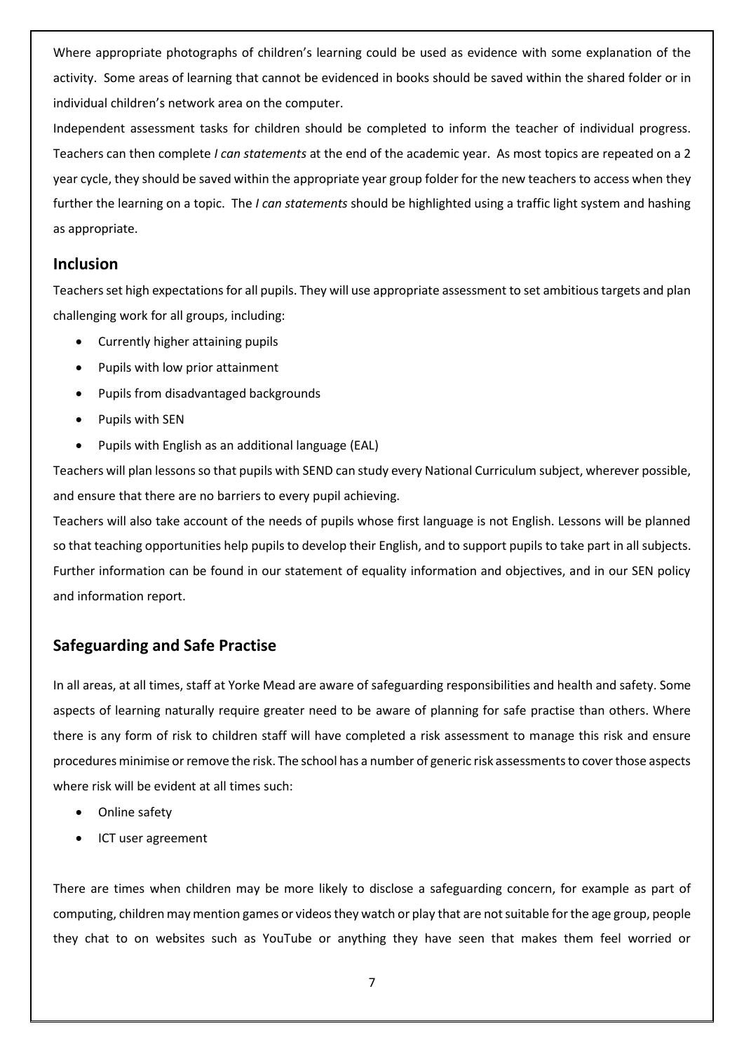Where appropriate photographs of children's learning could be used as evidence with some explanation of the activity. Some areas of learning that cannot be evidenced in books should be saved within the shared folder or in individual children's network area on the computer.

Independent assessment tasks for children should be completed to inform the teacher of individual progress. Teachers can then complete *I can statements* at the end of the academic year. As most topics are repeated on a 2 year cycle, they should be saved within the appropriate year group folder for the new teachers to access when they further the learning on a topic. The *I can statements* should be highlighted using a traffic light system and hashing as appropriate.

## Inclusion

Teachers set high expectations for all pupils. They will use appropriate assessment to set ambitious targets and plan challenging work for all groups, including:

- Currently higher attaining pupils
- Pupils with low prior attainment
- Pupils from disadvantaged backgrounds
- Pupils with SEN
- Pupils with English as an additional language (EAL)

Teachers will plan lessons so that pupils with SEND can study every National Curriculum subject, wherever possible, and ensure that there are no barriers to every pupil achieving.

Teachers will also take account of the needs of pupils whose first language is not English. Lessons will be planned so that teaching opportunities help pupils to develop their English, and to support pupils to take part in all subjects. Further information can be found in our statement of equality information and objectives, and in our SEN policy and information report.

## Safeguarding and Safe Practise

In all areas, at all times, staff at Yorke Mead are aware of safeguarding responsibilities and health and safety. Some aspects of learning naturally require greater need to be aware of planning for safe practise than others. Where there is any form of risk to children staff will have completed a risk assessment to manage this risk and ensure procedures minimise or remove the risk. The school has a number of generic risk assessments to cover those aspects where risk will be evident at all times such:

- Online safety
- ICT user agreement

There are times when children may be more likely to disclose a safeguarding concern, for example as part of computing, children may mention games or videos they watch or play that are not suitable for the age group, people they chat to on websites such as YouTube or anything they have seen that makes them feel worried or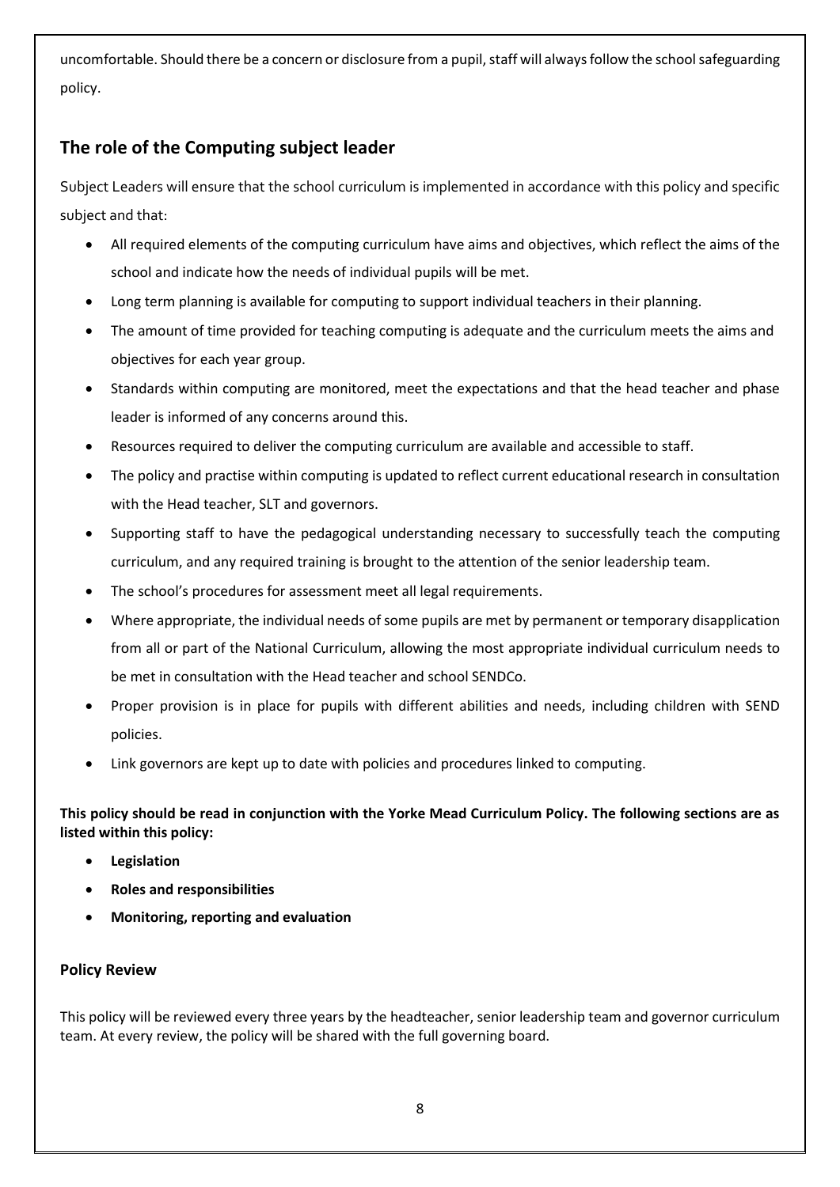uncomfortable. Should there be a concern or disclosure from a pupil, staff will always follow the school safeguarding policy.

## The role of the Computing subject leader

Subject Leaders will ensure that the school curriculum is implemented in accordance with this policy and specific subject and that:

- All required elements of the computing curriculum have aims and objectives, which reflect the aims of the school and indicate how the needs of individual pupils will be met.
- Long term planning is available for computing to support individual teachers in their planning.
- The amount of time provided for teaching computing is adequate and the curriculum meets the aims and objectives for each year group.
- Standards within computing are monitored, meet the expectations and that the head teacher and phase leader is informed of any concerns around this.
- Resources required to deliver the computing curriculum are available and accessible to staff.
- The policy and practise within computing is updated to reflect current educational research in consultation with the Head teacher, SLT and governors.
- Supporting staff to have the pedagogical understanding necessary to successfully teach the computing curriculum, and any required training is brought to the attention of the senior leadership team.
- The school's procedures for assessment meet all legal requirements.
- Where appropriate, the individual needs of some pupils are met by permanent or temporary disapplication from all or part of the National Curriculum, allowing the most appropriate individual curriculum needs to be met in consultation with the Head teacher and school SENDCo.
- Proper provision is in place for pupils with different abilities and needs, including children with SEND policies.
- Link governors are kept up to date with policies and procedures linked to computing.

**This policy should be read in conjunction with the Yorke Mead Curriculum Policy. The following sections are as listed within this policy:**

- **Legislation**
- **Roles and responsibilities**
- **Monitoring, reporting and evaluation**

### Policy Review

This policy will be reviewed every three years by the headteacher, senior leadership team and governor curriculum team. At every review, the policy will be shared with the full governing board.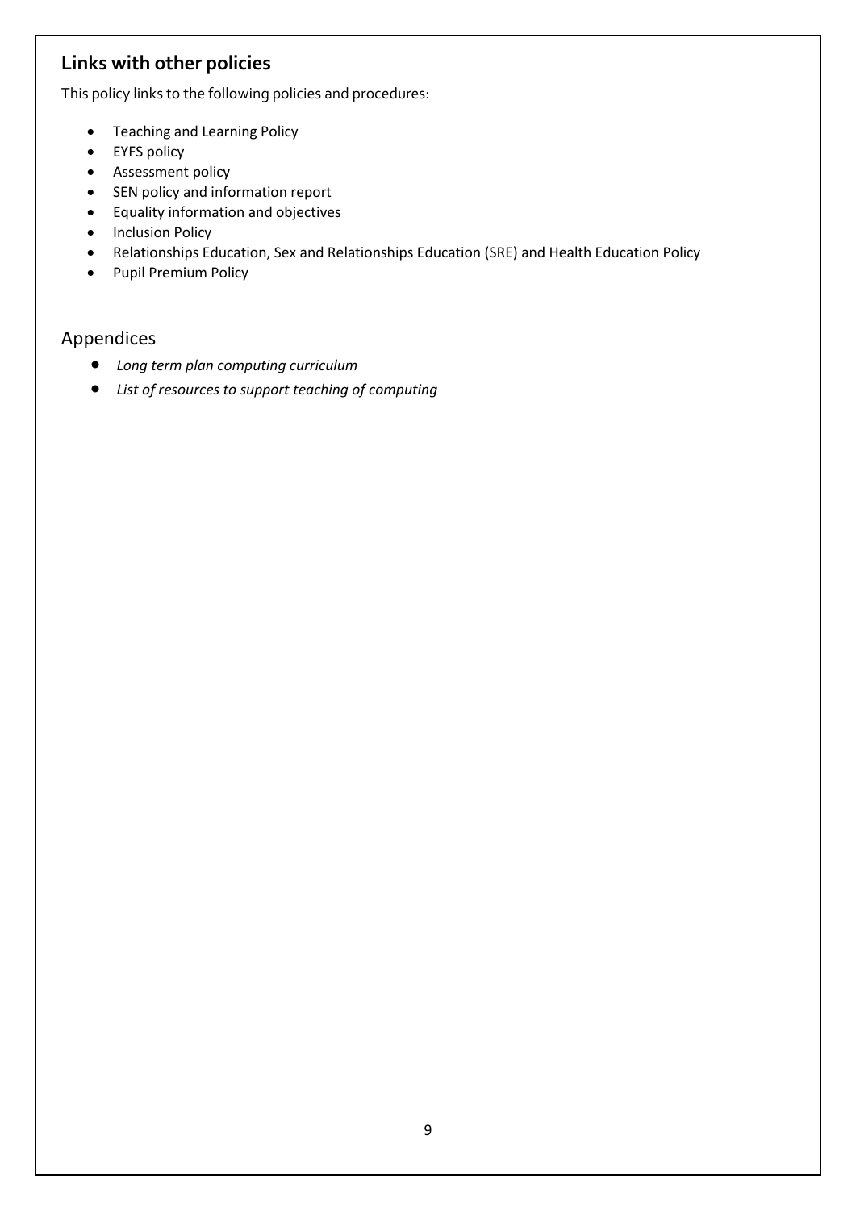## Links with other policies

This policy links to the following policies and procedures:

- Teaching and Learning Policy
- EYFS policy
- Assessment policy
- SEN policy and information report
- Equality information and objectives
- Inclusion Policy
- Relationships Education, Sex and Relationships Education (SRE) and Health Education Policy
- Pupil Premium Policy

## Appendices

- *Long term plan computing curriculum*
- *List of resources to support teaching of computing*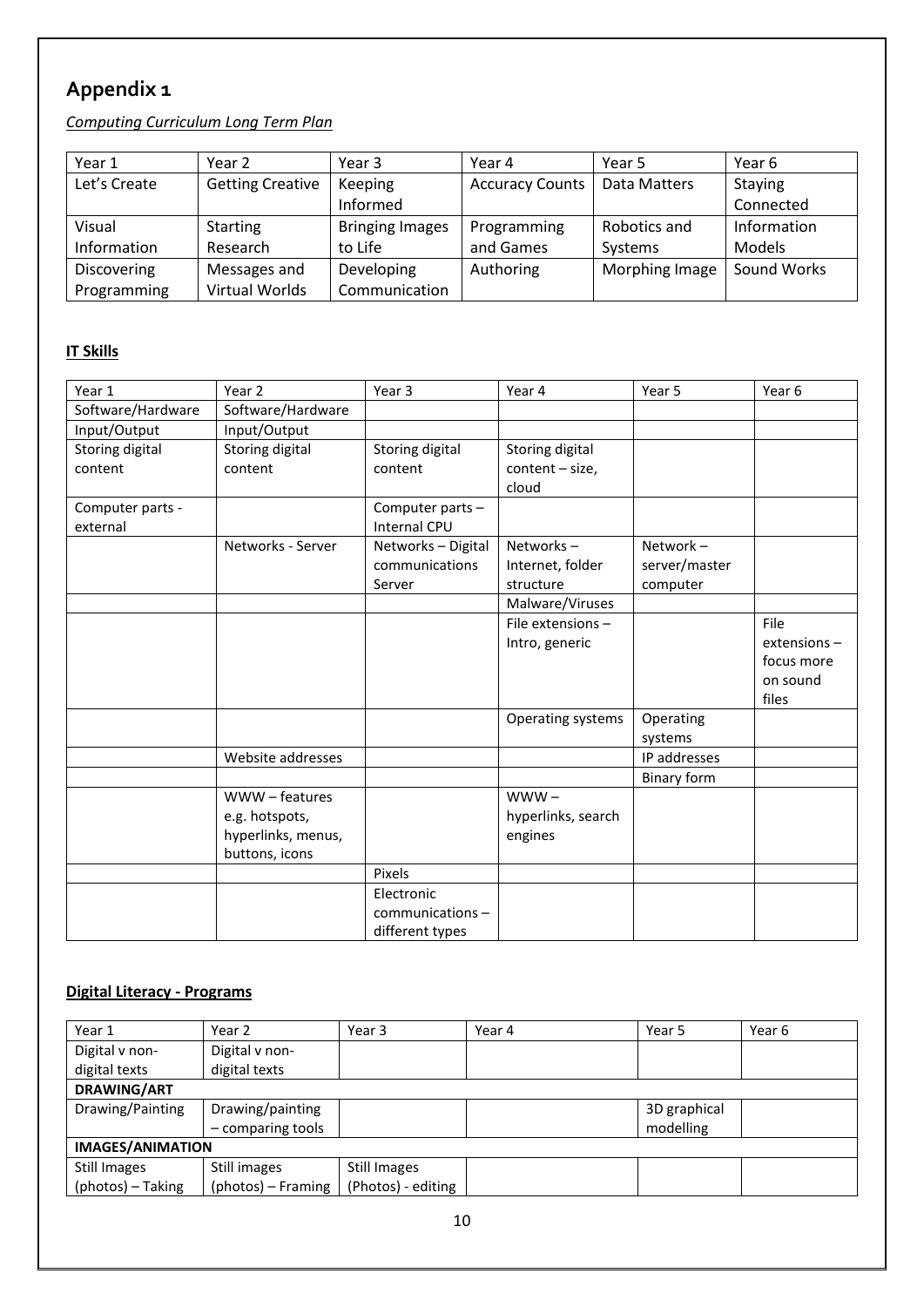## Appendix 1

*Computing Curriculum Long Term Plan*

| Year 1 | Year 2 | Year 3 | Year 4 | Year 5 | Year 6 |
|---|---|---|---|---|---|
| Let's Create | Getting Creative | Keeping Informed | Accuracy Counts | Data Matters | Staying Connected |
| Visual Information | Starting Research | Bringing Images to Life | Programming and Games | Robotics and Systems | Information Models |
| Discovering Programming | Messages and Virtual Worlds | Developing Communication | Authoring | Morphing Image | Sound Works |

**IT Skills**

| Year 1 | Year 2 | Year 3 | Year 4 | Year 5 | Year 6 |
|---|---|---|---|---|---|
| Software/Hardware | Software/Hardware | | | | |
| Input/Output | Input/Output | | | | |
| Storing digital content | Storing digital content | Storing digital content | Storing digital content – size, cloud | | |
| Computer parts - external | | Computer parts – Internal CPU | | | |
| | Networks - Server | Networks – Digital communications Server | Networks – Internet, folder structure | Network – server/master computer | |
| | | | Malware/Viruses | | |
| | | | File extensions – Intro, generic | | File extensions – focus more on sound files |
| | | | Operating systems | Operating systems | |
| | Website addresses | | | IP addresses | |
| | | | | Binary form | |
| | WWW – features e.g. hotspots, hyperlinks, menus, buttons, icons | | WWW – hyperlinks, search engines | | |
| | | Pixels | | | |
| | | Electronic communications – different types | | | |

**Digital Literacy - Programs**

| Year 1 | Year 2 | Year 3 | Year 4 | Year 5 | Year 6 |
|---|---|---|---|---|---|
| Digital v non-digital texts | Digital v non-digital texts | | | | |
| **DRAWING/ART** | | | | | |
| Drawing/Painting | Drawing/painting – comparing tools | | | 3D graphical modelling | |
| **IMAGES/ANIMATION** | | | | | |
| Still Images (photos) – Taking | Still images (photos) – Framing | Still Images (Photos) - editing | | | |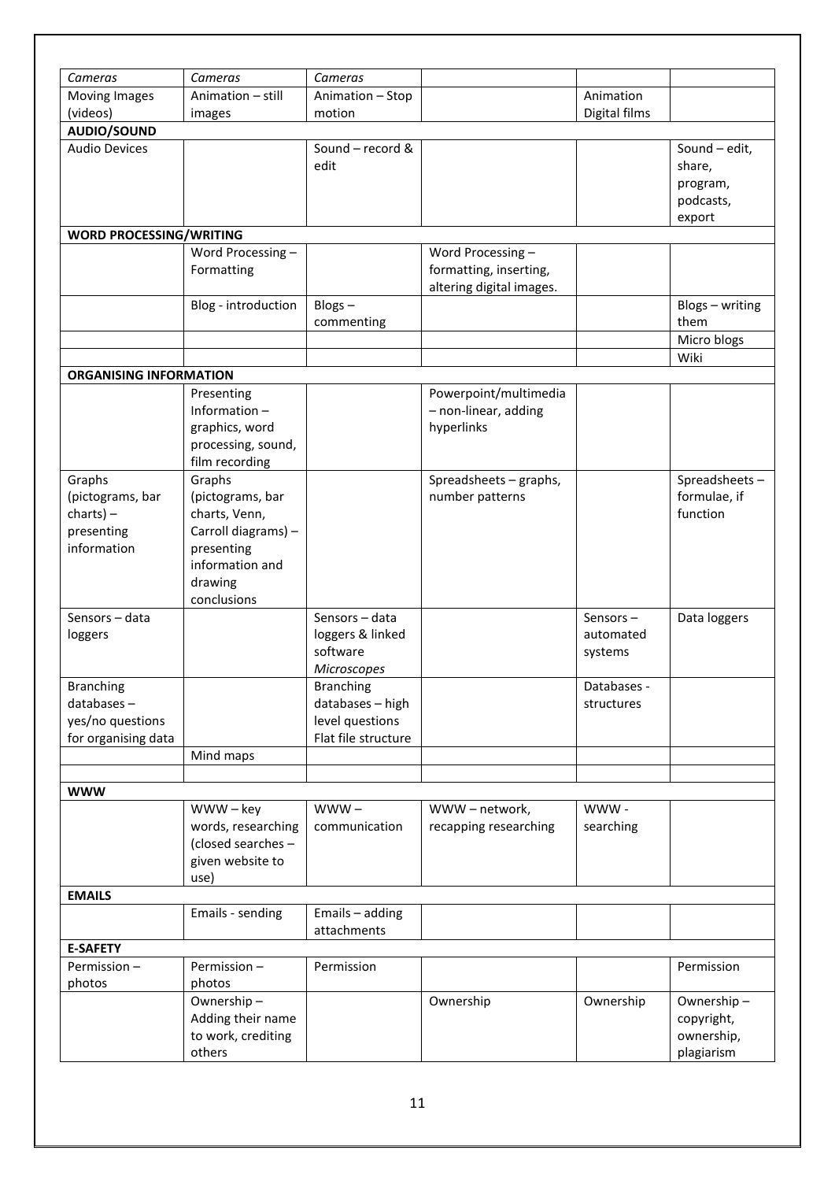| *Cameras* | *Cameras* | *Cameras* | | | |
|---|---|---|---|---|---|
| Moving Images (videos) | Animation – still images | Animation – Stop motion | | Animation Digital films | |
| **AUDIO/SOUND** | | | | | |
| Audio Devices | | Sound – record & edit | | | Sound – edit, share, program, podcasts, export |
| **WORD PROCESSING/WRITING** | | | | | |
| | Word Processing – Formatting | | Word Processing – formatting, inserting, altering digital images. | | |
| | Blog - introduction | Blogs – commenting | | | Blogs – writing them |
| | | | | | Micro blogs |
| | | | | | Wiki |
| **ORGANISING INFORMATION** | | | | | |
| | Presenting Information – graphics, word processing, sound, film recording | | Powerpoint/multimedia – non-linear, adding hyperlinks | | |
| Graphs (pictograms, bar charts) – presenting information | Graphs (pictograms, bar charts, Venn, Carroll diagrams) – presenting information and drawing conclusions | | Spreadsheets – graphs, number patterns | | Spreadsheets – formulae, if function |
| Sensors – data loggers | | Sensors – data loggers & linked software *Microscopes* | | Sensors – automated systems | Data loggers |
| Branching databases – yes/no questions for organising data | | Branching databases – high level questions Flat file structure | | Databases - structures | |
| | Mind maps | | | | |
| | | | | | |
| **WWW** | | | | | |
| | WWW – key words, researching (closed searches – given website to use) | WWW – communication | WWW – network, recapping researching | WWW - searching | |
| **EMAILS** | | | | | |
| | Emails - sending | Emails – adding attachments | | | |
| **E-SAFETY** | | | | | |
| Permission – photos | Permission – photos | Permission | | | Permission |
| | Ownership – Adding their name to work, crediting others | | Ownership | Ownership | Ownership – copyright, ownership, plagiarism |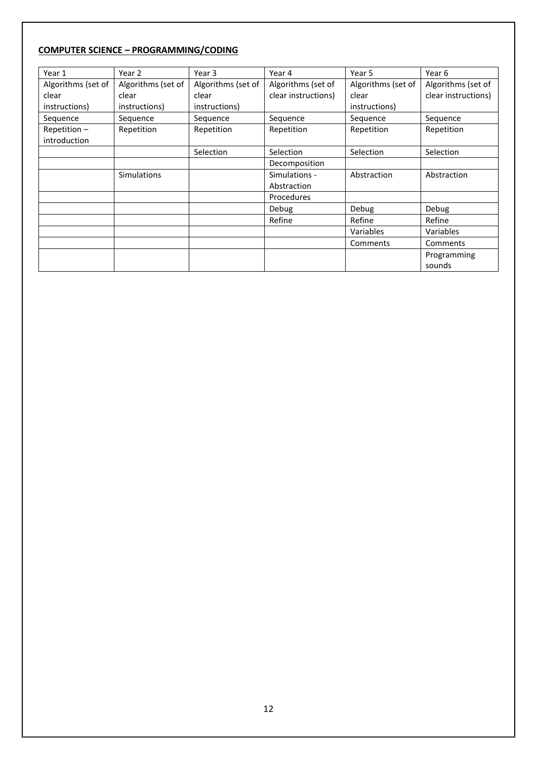**COMPUTER SCIENCE – PROGRAMMING/CODING**

| Year 1 | Year 2 | Year 3 | Year 4 | Year 5 | Year 6 |
|---|---|---|---|---|---|
| Algorithms (set of clear instructions) | Algorithms (set of clear instructions) | Algorithms (set of clear instructions) | Algorithms (set of clear instructions) | Algorithms (set of clear instructions) | Algorithms (set of clear instructions) |
| Sequence | Sequence | Sequence | Sequence | Sequence | Sequence |
| Repetition – introduction | Repetition | Repetition | Repetition | Repetition | Repetition |
| | | Selection | Selection | Selection | Selection |
| | | | Decomposition | | |
| | Simulations | | Simulations - Abstraction | Abstraction | Abstraction |
| | | | Procedures | | |
| | | | Debug | Debug | Debug |
| | | | Refine | Refine | Refine |
| | | | | Variables | Variables |
| | | | | Comments | Comments |
| | | | | | Programming sounds |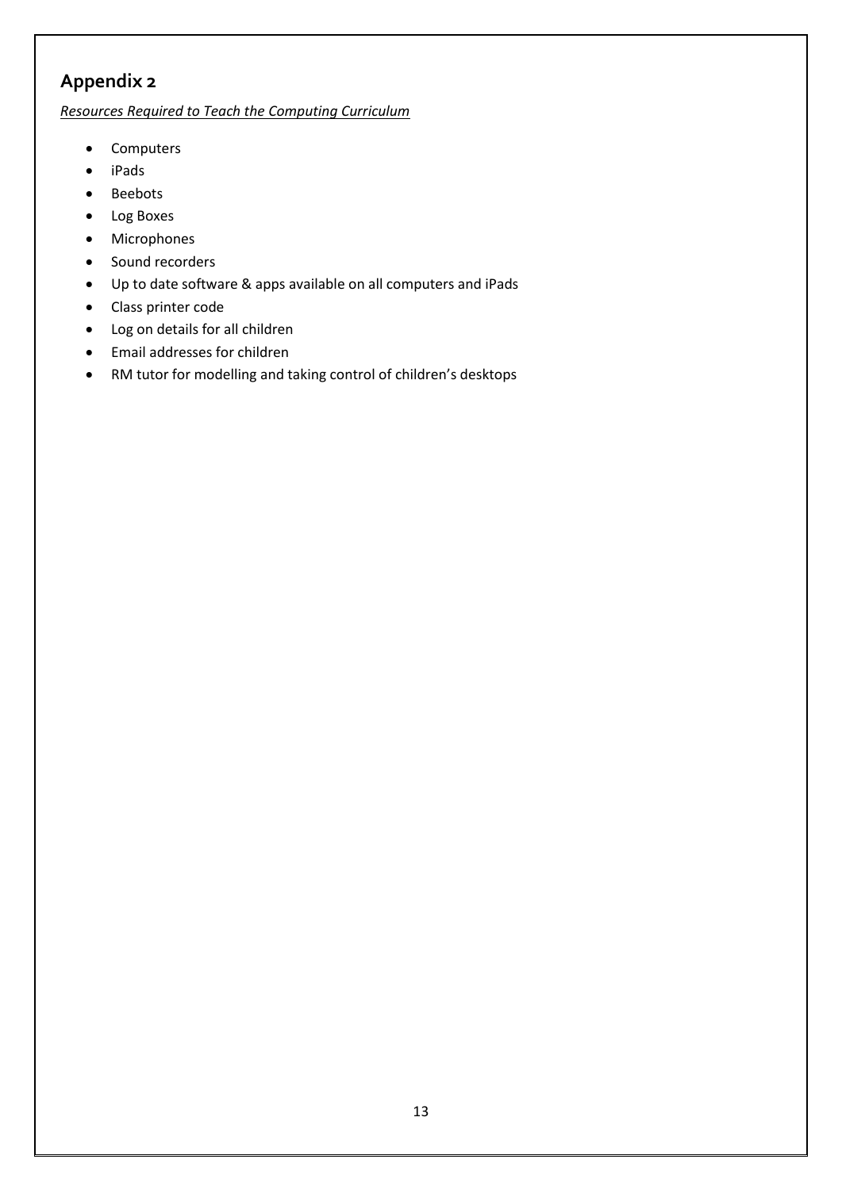## Appendix 2

*Resources Required to Teach the Computing Curriculum*

- Computers
- iPads
- Beebots
- Log Boxes
- Microphones
- Sound recorders
- Up to date software & apps available on all computers and iPads
- Class printer code
- Log on details for all children
- Email addresses for children
- RM tutor for modelling and taking control of children's desktops